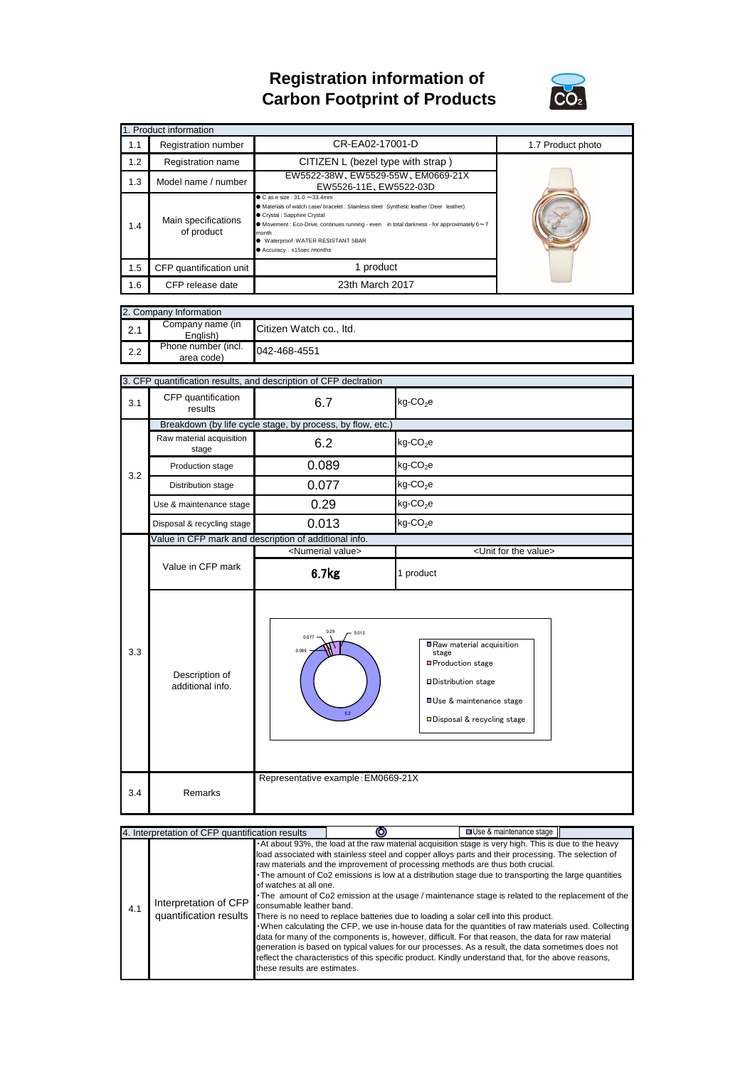# Registration information of Carbon Footprint of Products

| 1. Product information | | | |
|---|---|---|---|
| 1.1 | Registration number | CR-EA02-17001-D | 1.7 Product photo |
| 1.2 | Registration name | CITIZEN L (bezel type with strap ) | |
| 1.3 | Model name / number | EW5522-38W、EW5529-55W、EM0669-21X EW5526-11E、EW5522-03D | |
| 1.4 | Main specifications of product | ● C as e size : 31.0 ～33.4mm<br>● Materials of watch case/ bracelet : Stainless steel Synthetic leather (Deer leather)<br>● Crystal : Sapphire Crystal<br>● Movement : Eco-Drive, continues running - even in total darkness - for approximately 6～7 month<br>● Waterproof: WATER RESISTANT 5BAR<br>● Accuracy : ±15sec /months | |
| 1.5 | CFP quantification unit | 1 product | |
| 1.6 | CFP release date | 23th March 2017 | |

| 2. Company Information | | |
|---|---|---|
| 2.1 | Company name (in English) | Citizen Watch co., ltd. |
| 2.2 | Phone number (incl. area code) | 042-468-4551 |

| 3. CFP quantification results, and description of CFP declration | | | |
|---|---|---|---|
| 3.1 | CFP quantification results | 6.7 | kg-$CO_2$e |
| 3.2 | Breakdown (by life cycle stage, by process, by flow, etc.) | | |
| | Raw material acquisition stage | 6.2 | kg-$CO_2$e |
| | Production stage | 0.089 | kg-$CO_2$e |
| | Distribution stage | 0.077 | kg-$CO_2$e |
| | Use & maintenance stage | 0.29 | kg-$CO_2$e |
| | Disposal & recycling stage | 0.013 | kg-$CO_2$e |
| 3.3 | Value in CFP mark and description of additional info. | | |
| | | <Numerial value> | <Unit for the value> |
| | Value in CFP mark | 6.7kg | 1 product |
| | Description of additional info. | Donut chart: Raw material acquisition stage 6.2; Production stage 0.089; Distribution stage 0.077; Use & maintenance stage 0.29; Disposal & recycling stage 0.013 | |
| 3.4 | Remarks | Representative example : EM0669-21X | |

| 4. Interpretation of CFP quantification results | | |
|---|---|---|
| 4.1 | Interpretation of CFP quantification results | ・At about 93%, the load at the raw material acquisition stage is very high. This is due to the heavy load associated with stainless steel and copper alloys parts and their processing. The selection of raw materials and the improvement of processing methods are thus both crucial.<br>・The amount of Co2 emissions is low at a distribution stage due to transporting the large quantities of watches at all one.<br>・The amount of Co2 emission at the usage / maintenance stage is related to the replacement of the consumable leather band.<br>There is no need to replace batteries due to loading a solar cell into this product.<br>・When calculating the CFP, we use in-house data for the quantities of raw materials used. Collecting data for many of the components is, however, difficult. For that reason, the data for raw material generation is based on typical values for our processes. As a result, the data sometimes does not reflect the characteristics of this specific product. Kindly understand that, for the above reasons, these results are estimates. |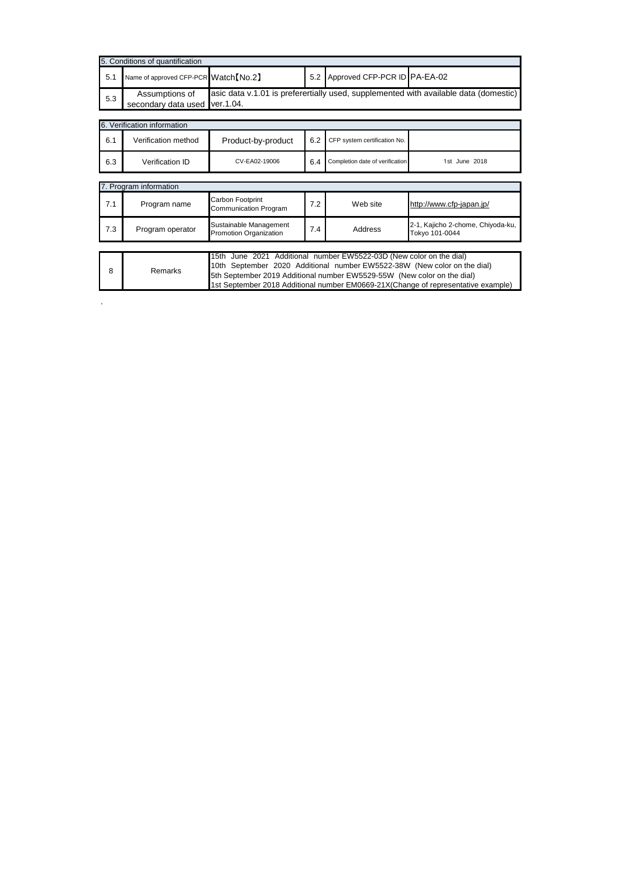| 5. Conditions of quantification | | | | |
|---|---|---|---|---|
| 5.1 | Name of approved CFP-PCR | Watch【No.2】 | 5.2 | Approved CFP-PCR ID | PA-EA-02 |
| 5.3 | Assumptions of secondary data used | asic data v.1.01 is preferertially used, supplemented with available data (domestic) ver.1.04. | | | |

| 6. Verification information | | | | | |
|---|---|---|---|---|---|
| 6.1 | Verification method | Product-by-product | 6.2 | CFP system certification No. | |
| 6.3 | Verification ID | CV-EA02-19006 | 6.4 | Completion date of verification | 1st June 2018 |

| 7. Program information | | | | | |
|---|---|---|---|---|---|
| 7.1 | Program name | Carbon Footprint Communication Program | 7.2 | Web site | http://www.cfp-japan.jp/ |
| 7.3 | Program operator | Sustainable Management Promotion Organization | 7.4 | Address | 2-1, Kajicho 2-chome, Chiyoda-ku, Tokyo 101-0044 |

| | | |
|---|---|---|
| 8 | Remarks | 15th June 2021 Additional number EW5522-03D (New color on the dial)<br>10th September 2020 Additional number EW5522-38W (New color on the dial)<br>5th September 2019 Additional number EW5529-55W (New color on the dial)<br>1st September 2018 Additional number EM0669-21X(Change of representative example) |

,